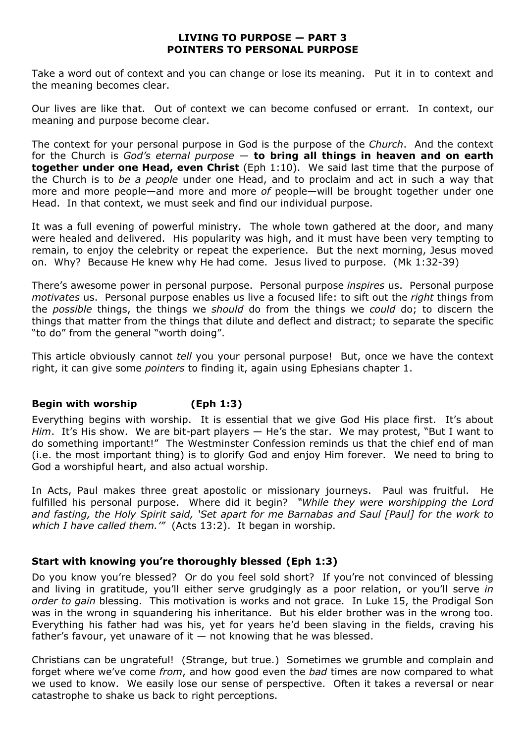# LIVING TO PURPOSE — PART 3
# POINTERS TO PERSONAL PURPOSE

Take a word out of context and you can change or lose its meaning. Put it in to context and the meaning becomes clear.

Our lives are like that. Out of context we can become confused or errant. In context, our meaning and purpose become clear.

The context for your personal purpose in God is the purpose of the *Church*. And the context for the Church is *God's eternal purpose* — **to bring all things in heaven and on earth together under one Head, even Christ** (Eph 1:10). We said last time that the purpose of the Church is to *be a people* under one Head, and to proclaim and act in such a way that more and more people—and more and more *of* people—will be brought together under one Head. In that context, we must seek and find our individual purpose.

It was a full evening of powerful ministry. The whole town gathered at the door, and many were healed and delivered. His popularity was high, and it must have been very tempting to remain, to enjoy the celebrity or repeat the experience. But the next morning, Jesus moved on. Why? Because He knew why He had come. Jesus lived to purpose. (Mk 1:32-39)

There's awesome power in personal purpose. Personal purpose *inspires* us. Personal purpose *motivates* us. Personal purpose enables us live a focused life: to sift out the *right* things from the *possible* things, the things we *should* do from the things we *could* do; to discern the things that matter from the things that dilute and deflect and distract; to separate the specific "to do" from the general "worth doing".

This article obviously cannot *tell* you your personal purpose! But, once we have the context right, it can give some *pointers* to finding it, again using Ephesians chapter 1.

### Begin with worship (Eph 1:3)

Everything begins with worship. It is essential that we give God His place first. It's about *Him*. It's His show. We are bit-part players — He's the star. We may protest, "But I want to do something important!" The Westminster Confession reminds us that the chief end of man (i.e. the most important thing) is to glorify God and enjoy Him forever. We need to bring to God a worshipful heart, and also actual worship.

In Acts, Paul makes three great apostolic or missionary journeys. Paul was fruitful. He fulfilled his personal purpose. Where did it begin? *"While they were worshipping the Lord and fasting, the Holy Spirit said, 'Set apart for me Barnabas and Saul [Paul] for the work to which I have called them.'"* (Acts 13:2). It began in worship.

### Start with knowing you're thoroughly blessed (Eph 1:3)

Do you know you're blessed? Or do you feel sold short? If you're not convinced of blessing and living in gratitude, you'll either serve grudgingly as a poor relation, or you'll serve *in order to gain* blessing. This motivation is works and not grace. In Luke 15, the Prodigal Son was in the wrong in squandering his inheritance. But his elder brother was in the wrong too. Everything his father had was his, yet for years he'd been slaving in the fields, craving his father's favour, yet unaware of it — not knowing that he was blessed.

Christians can be ungrateful! (Strange, but true.) Sometimes we grumble and complain and forget where we've come *from*, and how good even the *bad* times are now compared to what we used to know. We easily lose our sense of perspective. Often it takes a reversal or near catastrophe to shake us back to right perceptions.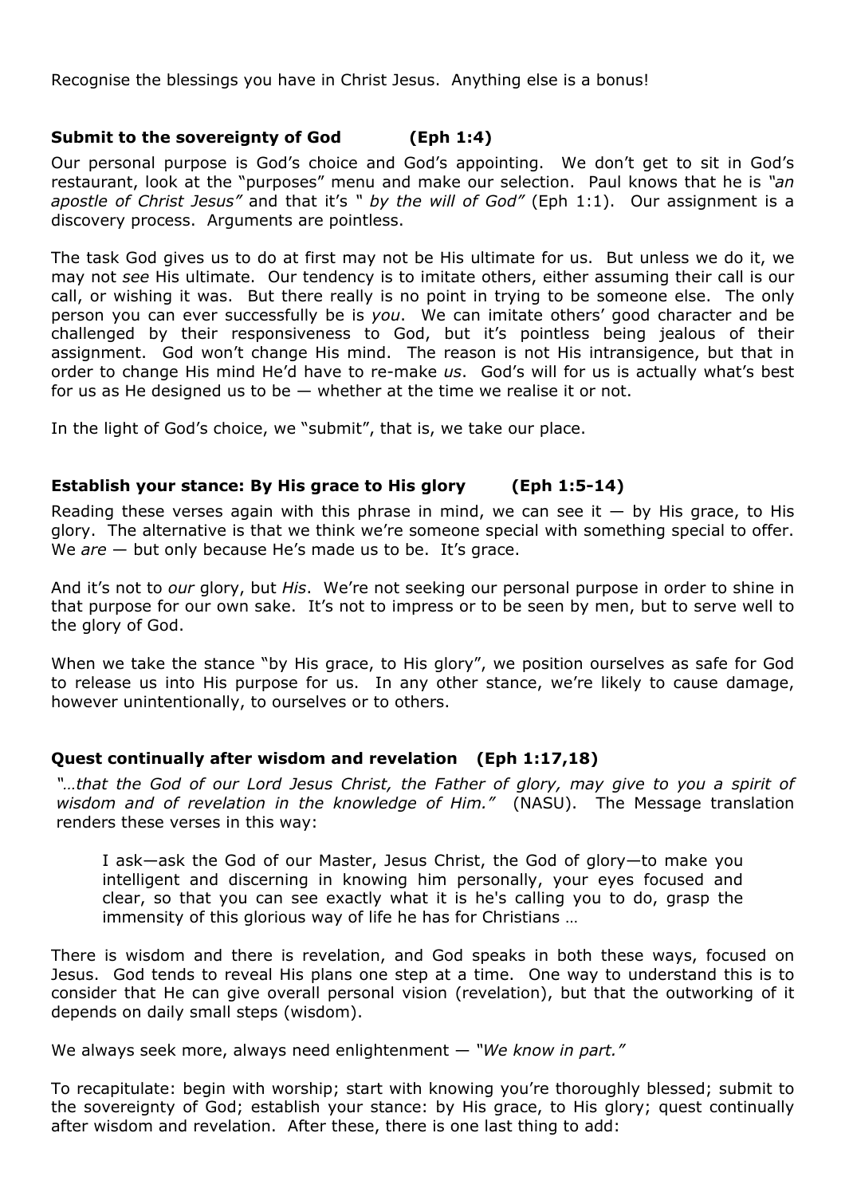Recognise the blessings you have in Christ Jesus. Anything else is a bonus!

### Submit to the sovereignty of God (Eph 1:4)

Our personal purpose is God's choice and God's appointing. We don't get to sit in God's restaurant, look at the "purposes" menu and make our selection. Paul knows that he is *"an apostle of Christ Jesus"* and that it's *" by the will of God"* (Eph 1:1). Our assignment is a discovery process. Arguments are pointless.

The task God gives us to do at first may not be His ultimate for us. But unless we do it, we may not *see* His ultimate. Our tendency is to imitate others, either assuming their call is our call, or wishing it was. But there really is no point in trying to be someone else. The only person you can ever successfully be is *you*. We can imitate others' good character and be challenged by their responsiveness to God, but it's pointless being jealous of their assignment. God won't change His mind. The reason is not His intransigence, but that in order to change His mind He'd have to re-make *us*. God's will for us is actually what's best for us as He designed us to be — whether at the time we realise it or not.

In the light of God's choice, we "submit", that is, we take our place.

### Establish your stance: By His grace to His glory (Eph 1:5-14)

Reading these verses again with this phrase in mind, we can see it — by His grace, to His glory. The alternative is that we think we're someone special with something special to offer. We *are* — but only because He's made us to be. It's grace.

And it's not to *our* glory, but *His*. We're not seeking our personal purpose in order to shine in that purpose for our own sake. It's not to impress or to be seen by men, but to serve well to the glory of God.

When we take the stance "by His grace, to His glory", we position ourselves as safe for God to release us into His purpose for us. In any other stance, we're likely to cause damage, however unintentionally, to ourselves or to others.

### Quest continually after wisdom and revelation (Eph 1:17,18)

*"…that the God of our Lord Jesus Christ, the Father of glory, may give to you a spirit of wisdom and of revelation in the knowledge of Him."* (NASU). The Message translation renders these verses in this way:

> I ask—ask the God of our Master, Jesus Christ, the God of glory—to make you intelligent and discerning in knowing him personally, your eyes focused and clear, so that you can see exactly what it is he's calling you to do, grasp the immensity of this glorious way of life he has for Christians …

There is wisdom and there is revelation, and God speaks in both these ways, focused on Jesus. God tends to reveal His plans one step at a time. One way to understand this is to consider that He can give overall personal vision (revelation), but that the outworking of it depends on daily small steps (wisdom).

We always seek more, always need enlightenment — *"We know in part."*

To recapitulate: begin with worship; start with knowing you're thoroughly blessed; submit to the sovereignty of God; establish your stance: by His grace, to His glory; quest continually after wisdom and revelation. After these, there is one last thing to add: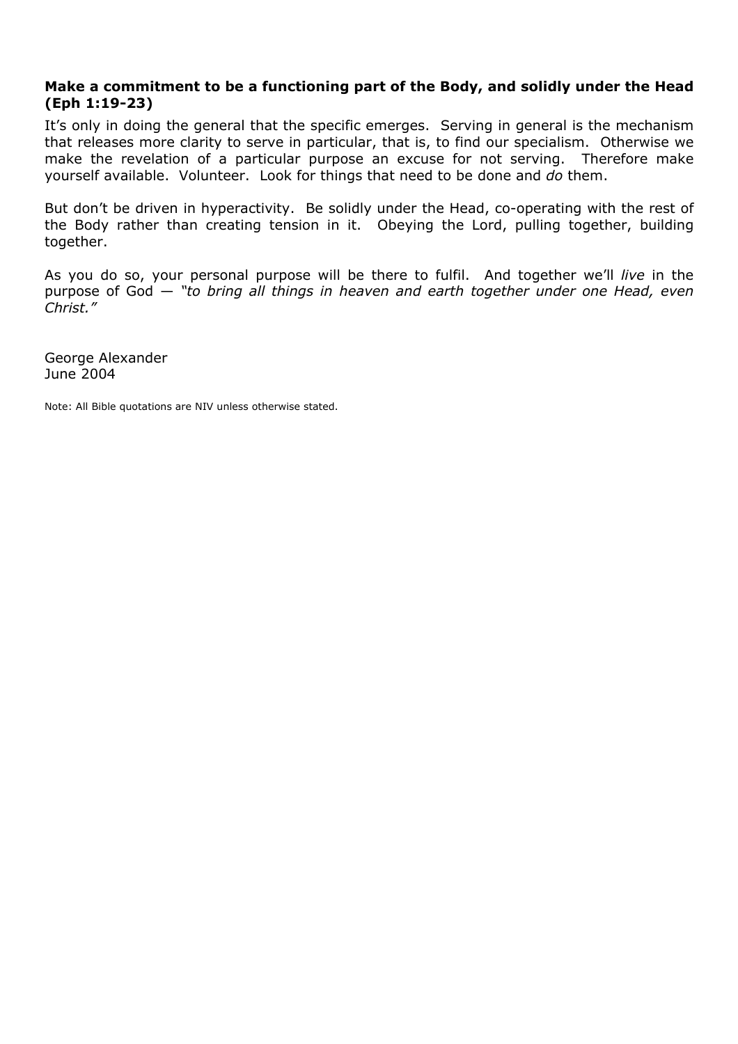**Make a commitment to be a functioning part of the Body, and solidly under the Head (Eph 1:19-23)**

It's only in doing the general that the specific emerges. Serving in general is the mechanism that releases more clarity to serve in particular, that is, to find our specialism. Otherwise we make the revelation of a particular purpose an excuse for not serving. Therefore make yourself available. Volunteer. Look for things that need to be done and *do* them.

But don't be driven in hyperactivity. Be solidly under the Head, co-operating with the rest of the Body rather than creating tension in it. Obeying the Lord, pulling together, building together.

As you do so, your personal purpose will be there to fulfil. And together we'll *live* in the purpose of God — *"to bring all things in heaven and earth together under one Head, even Christ."*

George Alexander
June 2004

Note: All Bible quotations are NIV unless otherwise stated.